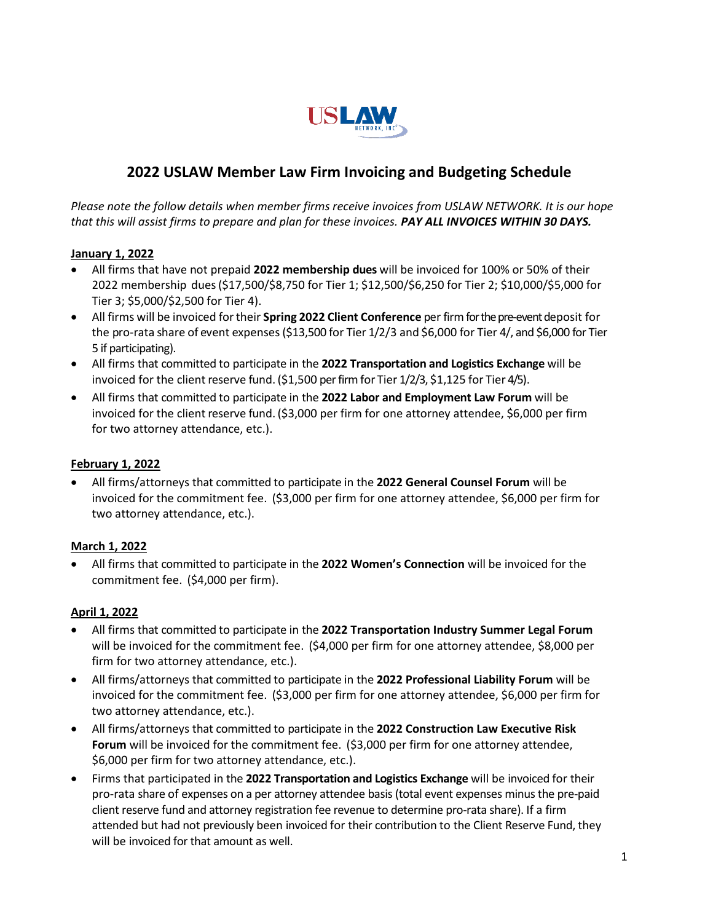# 2022 USLAW Member Law Firm Invoicing and Budgeting Schedule

*Please note the follow details when member firms receive invoices from USLAW NETWORK. It is our hope that this will assist firms to prepare and plan for these invoices.* ***PAY ALL INVOICES WITHIN 30 DAYS.***

**January 1, 2022**

- All firms that have not prepaid **2022 membership dues** will be invoiced for 100% or 50% of their 2022 membership dues ($17,500/$8,750 for Tier 1; $12,500/$6,250 for Tier 2; $10,000/$5,000 for Tier 3; $5,000/$2,500 for Tier 4).
- All firms will be invoiced for their **Spring 2022 Client Conference** per firm for the pre-event deposit for the pro-rata share of event expenses ($13,500 for Tier 1/2/3 and $6,000 for Tier 4/, and $6,000 for Tier 5 if participating).
- All firms that committed to participate in the **2022 Transportation and Logistics Exchange** will be invoiced for the client reserve fund. ($1,500 per firm for Tier 1/2/3, $1,125 for Tier 4/5).
- All firms that committed to participate in the **2022 Labor and Employment Law Forum** will be invoiced for the client reserve fund. ($3,000 per firm for one attorney attendee, $6,000 per firm for two attorney attendance, etc.).

**February 1, 2022**

- All firms/attorneys that committed to participate in the **2022 General Counsel Forum** will be invoiced for the commitment fee. ($3,000 per firm for one attorney attendee, $6,000 per firm for two attorney attendance, etc.).

**March 1, 2022**

- All firms that committed to participate in the **2022 Women's Connection** will be invoiced for the commitment fee. ($4,000 per firm).

**April 1, 2022**

- All firms that committed to participate in the **2022 Transportation Industry Summer Legal Forum** will be invoiced for the commitment fee. ($4,000 per firm for one attorney attendee, $8,000 per firm for two attorney attendance, etc.).
- All firms/attorneys that committed to participate in the **2022 Professional Liability Forum** will be invoiced for the commitment fee. ($3,000 per firm for one attorney attendee, $6,000 per firm for two attorney attendance, etc.).
- All firms/attorneys that committed to participate in the **2022 Construction Law Executive Risk Forum** will be invoiced for the commitment fee. ($3,000 per firm for one attorney attendee, $6,000 per firm for two attorney attendance, etc.).
- Firms that participated in the **2022 Transportation and Logistics Exchange** will be invoiced for their pro-rata share of expenses on a per attorney attendee basis (total event expenses minus the pre-paid client reserve fund and attorney registration fee revenue to determine pro-rata share). If a firm attended but had not previously been invoiced for their contribution to the Client Reserve Fund, they will be invoiced for that amount as well.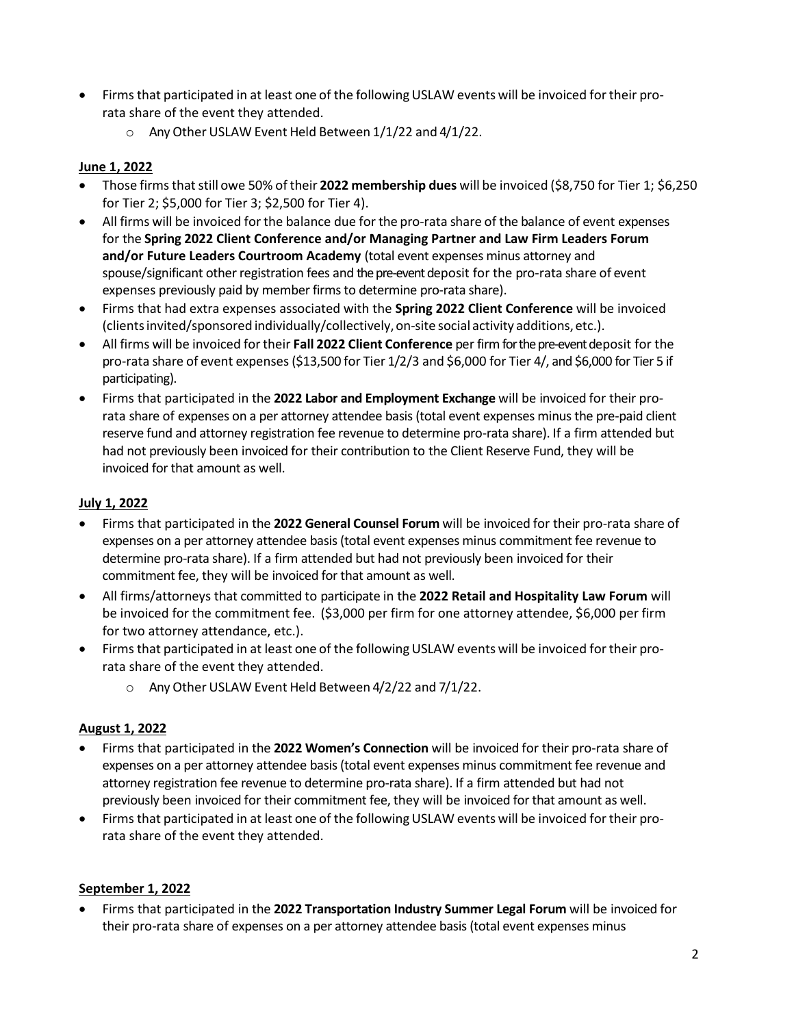- Firms that participated in at least one of the following USLAW events will be invoiced for their pro-rata share of the event they attended.
    - Any Other USLAW Event Held Between 1/1/22 and 4/1/22.

**June 1, 2022**

- Those firms that still owe 50% of their **2022 membership dues** will be invoiced ($8,750 for Tier 1; $6,250 for Tier 2; $5,000 for Tier 3; $2,500 for Tier 4).
- All firms will be invoiced for the balance due for the pro-rata share of the balance of event expenses for the **Spring 2022 Client Conference and/or Managing Partner and Law Firm Leaders Forum and/or Future Leaders Courtroom Academy** (total event expenses minus attorney and spouse/significant other registration fees and the pre-event deposit for the pro-rata share of event expenses previously paid by member firms to determine pro-rata share).
- Firms that had extra expenses associated with the **Spring 2022 Client Conference** will be invoiced (clients invited/sponsored individually/collectively, on-site social activity additions, etc.).
- All firms will be invoiced for their **Fall 2022 Client Conference** per firm for the pre-event deposit for the pro-rata share of event expenses ($13,500 for Tier 1/2/3 and $6,000 for Tier 4/, and $6,000 for Tier 5 if participating).
- Firms that participated in the **2022 Labor and Employment Exchange** will be invoiced for their pro-rata share of expenses on a per attorney attendee basis (total event expenses minus the pre-paid client reserve fund and attorney registration fee revenue to determine pro-rata share). If a firm attended but had not previously been invoiced for their contribution to the Client Reserve Fund, they will be invoiced for that amount as well.

**July 1, 2022**

- Firms that participated in the **2022 General Counsel Forum** will be invoiced for their pro-rata share of expenses on a per attorney attendee basis (total event expenses minus commitment fee revenue to determine pro-rata share). If a firm attended but had not previously been invoiced for their commitment fee, they will be invoiced for that amount as well.
- All firms/attorneys that committed to participate in the **2022 Retail and Hospitality Law Forum** will be invoiced for the commitment fee. ($3,000 per firm for one attorney attendee, $6,000 per firm for two attorney attendance, etc.).
- Firms that participated in at least one of the following USLAW events will be invoiced for their pro-rata share of the event they attended.
    - Any Other USLAW Event Held Between 4/2/22 and 7/1/22.

**August 1, 2022**

- Firms that participated in the **2022 Women's Connection** will be invoiced for their pro-rata share of expenses on a per attorney attendee basis (total event expenses minus commitment fee revenue and attorney registration fee revenue to determine pro-rata share). If a firm attended but had not previously been invoiced for their commitment fee, they will be invoiced for that amount as well.
- Firms that participated in at least one of the following USLAW events will be invoiced for their pro-rata share of the event they attended.

**September 1, 2022**

- Firms that participated in the **2022 Transportation Industry Summer Legal Forum** will be invoiced for their pro-rata share of expenses on a per attorney attendee basis (total event expenses minus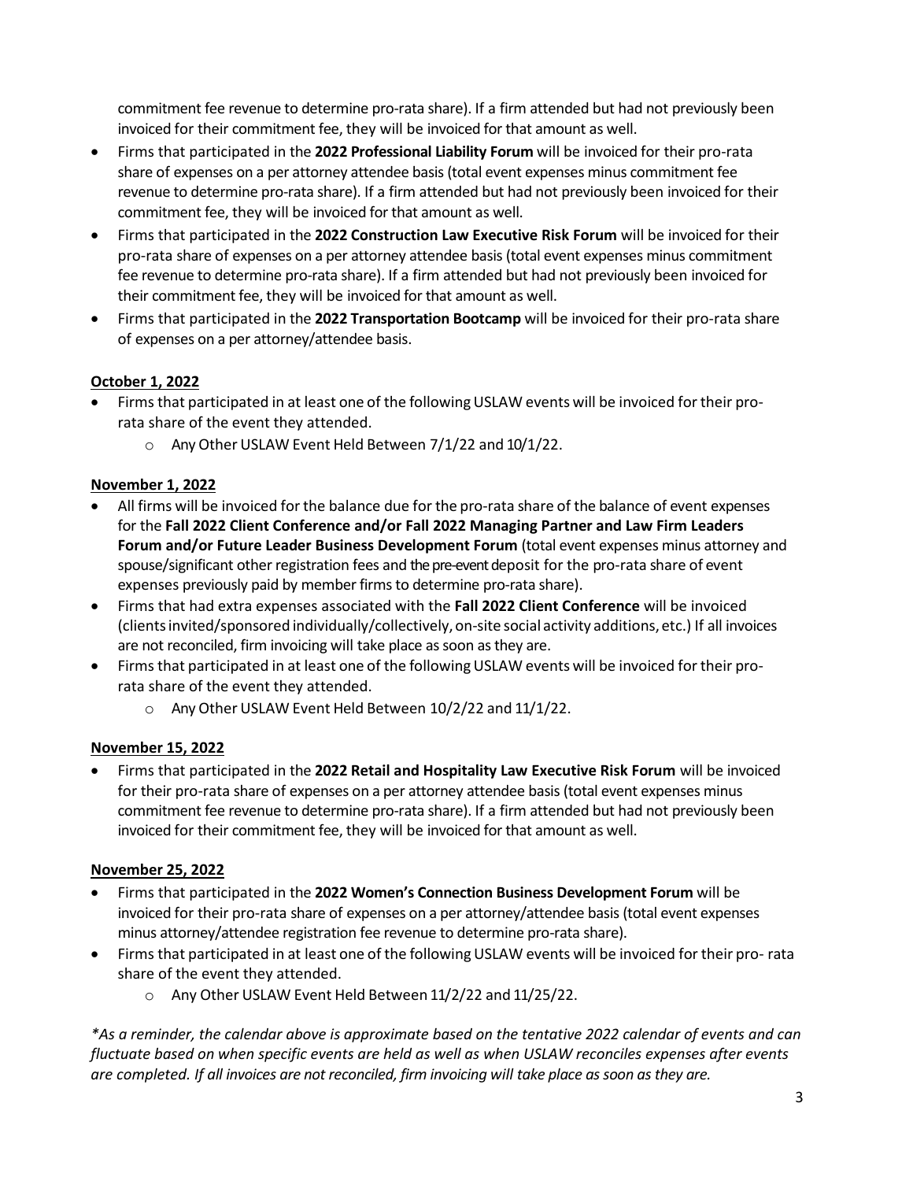commitment fee revenue to determine pro-rata share). If a firm attended but had not previously been invoiced for their commitment fee, they will be invoiced for that amount as well.

- Firms that participated in the **2022 Professional Liability Forum** will be invoiced for their pro-rata share of expenses on a per attorney attendee basis (total event expenses minus commitment fee revenue to determine pro-rata share). If a firm attended but had not previously been invoiced for their commitment fee, they will be invoiced for that amount as well.
- Firms that participated in the **2022 Construction Law Executive Risk Forum** will be invoiced for their pro-rata share of expenses on a per attorney attendee basis (total event expenses minus commitment fee revenue to determine pro-rata share). If a firm attended but had not previously been invoiced for their commitment fee, they will be invoiced for that amount as well.
- Firms that participated in the **2022 Transportation Bootcamp** will be invoiced for their pro-rata share of expenses on a per attorney/attendee basis.

**October 1, 2022**

- Firms that participated in at least one of the following USLAW events will be invoiced for their pro-rata share of the event they attended.
  - Any Other USLAW Event Held Between 7/1/22 and 10/1/22.

**November 1, 2022**

- All firms will be invoiced for the balance due for the pro-rata share of the balance of event expenses for the **Fall 2022 Client Conference and/or Fall 2022 Managing Partner and Law Firm Leaders Forum and/or Future Leader Business Development Forum** (total event expenses minus attorney and spouse/significant other registration fees and the pre-event deposit for the pro-rata share of event expenses previously paid by member firms to determine pro-rata share).
- Firms that had extra expenses associated with the **Fall 2022 Client Conference** will be invoiced (clients invited/sponsored individually/collectively, on-site social activity additions, etc.) If all invoices are not reconciled, firm invoicing will take place as soon as they are.
- Firms that participated in at least one of the following USLAW events will be invoiced for their pro-rata share of the event they attended.
  - Any Other USLAW Event Held Between 10/2/22 and 11/1/22.

**November 15, 2022**

- Firms that participated in the **2022 Retail and Hospitality Law Executive Risk Forum** will be invoiced for their pro-rata share of expenses on a per attorney attendee basis (total event expenses minus commitment fee revenue to determine pro-rata share). If a firm attended but had not previously been invoiced for their commitment fee, they will be invoiced for that amount as well.

**November 25, 2022**

- Firms that participated in the **2022 Women's Connection Business Development Forum** will be invoiced for their pro-rata share of expenses on a per attorney/attendee basis (total event expenses minus attorney/attendee registration fee revenue to determine pro-rata share).
- Firms that participated in at least one of the following USLAW events will be invoiced for their pro- rata share of the event they attended.
  - Any Other USLAW Event Held Between 11/2/22 and 11/25/22.

*\*As a reminder, the calendar above is approximate based on the tentative 2022 calendar of events and can fluctuate based on when specific events are held as well as when USLAW reconciles expenses after events are completed. If all invoices are not reconciled, firm invoicing will take place as soon as they are.*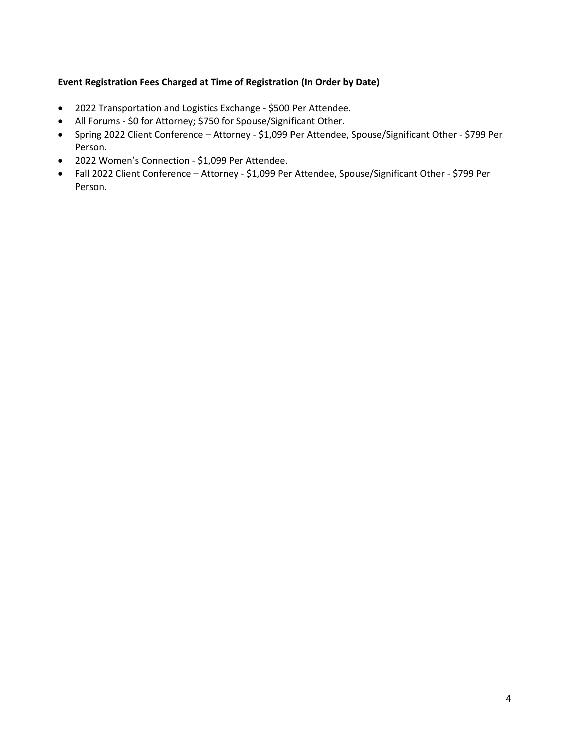**Event Registration Fees Charged at Time of Registration (In Order by Date)**

- 2022 Transportation and Logistics Exchange - $500 Per Attendee.
- All Forums - $0 for Attorney; $750 for Spouse/Significant Other.
- Spring 2022 Client Conference – Attorney - $1,099 Per Attendee, Spouse/Significant Other - $799 Per Person.
- 2022 Women's Connection - $1,099 Per Attendee.
- Fall 2022 Client Conference – Attorney - $1,099 Per Attendee, Spouse/Significant Other - $799 Per Person.